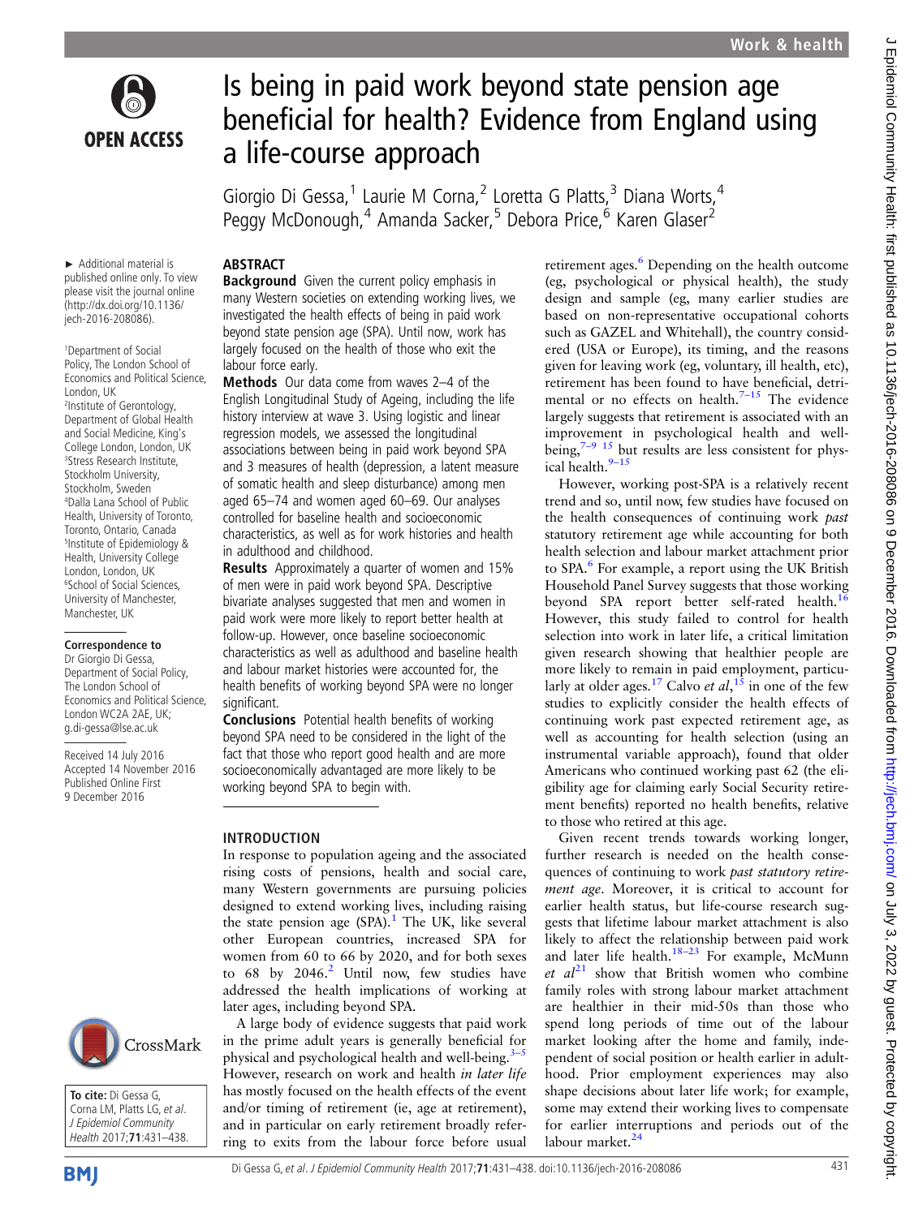# Is being in paid work beyond state pension age beneficial for health? Evidence from England using a life-course approach

Giorgio Di Gessa,[1] Laurie M Corna,[2] Loretta G Platts,[3] Diana Worts,[4] Peggy McDonough,[4] Amanda Sacker,[5] Debora Price,[6] Karen Glaser[2]

► Additional material is published online only. To view please visit the journal online (http://dx.doi.org/10.1136/jech-2016-208086).

[1]Department of Social Policy, The London School of Economics and Political Science, London, UK
[2]Institute of Gerontology, Department of Global Health and Social Medicine, King's College London, London, UK
[3]Stress Research Institute, Stockholm University, Stockholm, Sweden
[4]Dalla Lana School of Public Health, University of Toronto, Toronto, Ontario, Canada
[5]Institute of Epidemiology & Health, University College London, London, UK
[6]School of Social Sciences, University of Manchester, Manchester, UK

**Correspondence to**
Dr Giorgio Di Gessa, Department of Social Policy, The London School of Economics and Political Science, London WC2A 2AE, UK; g.di-gessa@lse.ac.uk

Received 14 July 2016
Accepted 14 November 2016
Published Online First 9 December 2016

**To cite:** Di Gessa G, Corna LM, Platts LG, *et al*. *J Epidemiol Community Health* 2017;**71**:431–438.

## ABSTRACT

**Background** Given the current policy emphasis in many Western societies on extending working lives, we investigated the health effects of being in paid work beyond state pension age (SPA). Until now, work has largely focused on the health of those who exit the labour force early.

**Methods** Our data come from waves 2–4 of the English Longitudinal Study of Ageing, including the life history interview at wave 3. Using logistic and linear regression models, we assessed the longitudinal associations between being in paid work beyond SPA and 3 measures of health (depression, a latent measure of somatic health and sleep disturbance) among men aged 65–74 and women aged 60–69. Our analyses controlled for baseline health and socioeconomic characteristics, as well as for work histories and health in adulthood and childhood.

**Results** Approximately a quarter of women and 15% of men were in paid work beyond SPA. Descriptive bivariate analyses suggested that men and women in paid work were more likely to report better health at follow-up. However, once baseline socioeconomic characteristics as well as adulthood and baseline health and labour market histories were accounted for, the health benefits of working beyond SPA were no longer significant.

**Conclusions** Potential health benefits of working beyond SPA need to be considered in the light of the fact that those who report good health and are more socioeconomically advantaged are more likely to be working beyond SPA to begin with.

## INTRODUCTION

In response to population ageing and the associated rising costs of pensions, health and social care, many Western governments are pursuing policies designed to extend working lives, including raising the state pension age (SPA).[1] The UK, like several other European countries, increased SPA for women from 60 to 66 by 2020, and for both sexes to 68 by 2046.[2] Until now, few studies have addressed the health implications of working at later ages, including beyond SPA.

A large body of evidence suggests that paid work in the prime adult years is generally beneficial for physical and psychological health and well-being.[3–5] However, research on work and health *in later life* has mostly focused on the health effects of the event and/or timing of retirement (ie, age at retirement), and in particular on early retirement broadly referring to exits from the labour force before usual retirement ages.[6] Depending on the health outcome (eg, psychological or physical health), the study design and sample (eg, many earlier studies are based on non-representative occupational cohorts such as GAZEL and Whitehall), the country considered (USA or Europe), its timing, and the reasons given for leaving work (eg, voluntary, ill health, etc), retirement has been found to have beneficial, detrimental or no effects on health.[7–15] The evidence largely suggests that retirement is associated with an improvement in psychological health and well-being,[7–9 15] but results are less consistent for physical health.[9–15]

However, working post-SPA is a relatively recent trend and so, until now, few studies have focused on the health consequences of continuing work *past* statutory retirement age while accounting for both health selection and labour market attachment prior to SPA.[6] For example, a report using the UK British Household Panel Survey suggests that those working beyond SPA report better self-rated health.[16] However, this study failed to control for health selection into work in later life, a critical limitation given research showing that healthier people are more likely to remain in paid employment, particularly at older ages.[17] Calvo *et al*,[15] in one of the few studies to explicitly consider the health effects of continuing work past expected retirement age, as well as accounting for health selection (using an instrumental variable approach), found that older Americans who continued working past 62 (the eligibility age for claiming early Social Security retirement benefits) reported no health benefits, relative to those who retired at this age.

Given recent trends towards working longer, further research is needed on the health consequences of continuing to work *past statutory retirement age*. Moreover, it is critical to account for earlier health status, but life-course research suggests that lifetime labour market attachment is also likely to affect the relationship between paid work and later life health.[18–23] For example, McMunn *et al*[21] show that British women who combine family roles with strong labour market attachment are healthier in their mid-50s than those who spend long periods of time out of the labour market looking after the home and family, independent of social position or health earlier in adulthood. Prior employment experiences may also shape decisions about later life work; for example, some may extend their working lives to compensate for earlier interruptions and periods out of the labour market.[24]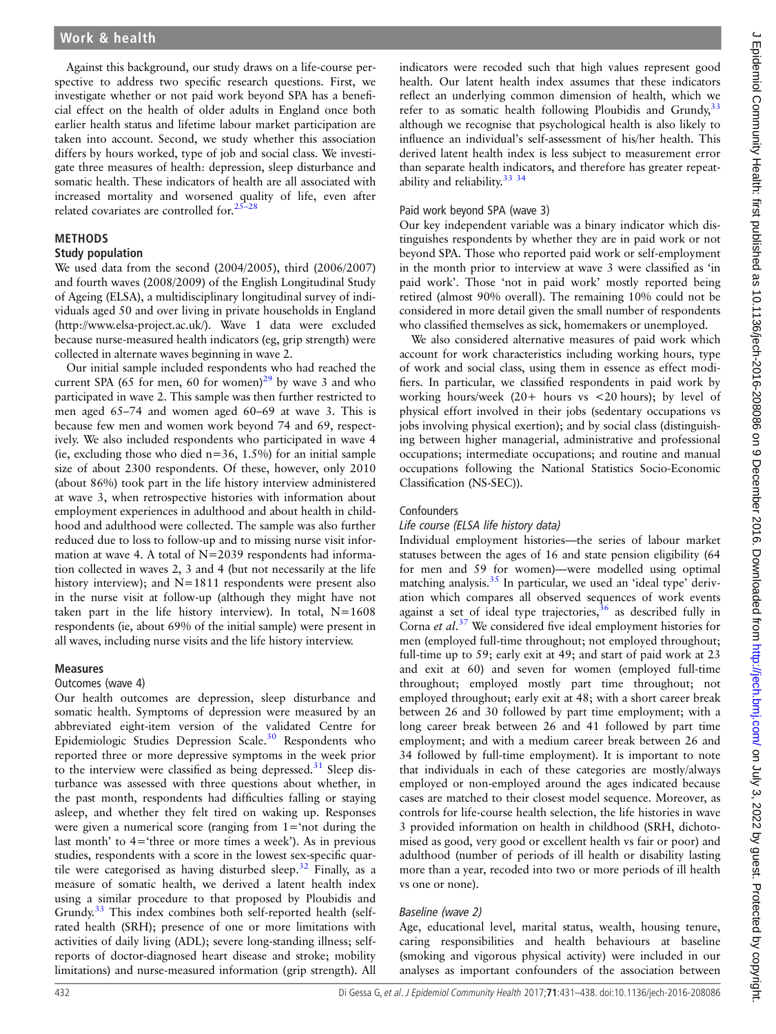Against this background, our study draws on a life-course perspective to address two specific research questions. First, we investigate whether or not paid work beyond SPA has a beneficial effect on the health of older adults in England once both earlier health status and lifetime labour market participation are taken into account. Second, we study whether this association differs by hours worked, type of job and social class. We investigate three measures of health: depression, sleep disturbance and somatic health. These indicators of health are all associated with increased mortality and worsened quality of life, even after related covariates are controlled for.[25–28]

## METHODS

### Study population

We used data from the second (2004/2005), third (2006/2007) and fourth waves (2008/2009) of the English Longitudinal Study of Ageing (ELSA), a multidisciplinary longitudinal survey of individuals aged 50 and over living in private households in England (http://www.elsa-project.ac.uk/). Wave 1 data were excluded because nurse-measured health indicators (eg, grip strength) were collected in alternate waves beginning in wave 2.

Our initial sample included respondents who had reached the current SPA (65 for men, 60 for women)[29] by wave 3 and who participated in wave 2. This sample was then further restricted to men aged 65–74 and women aged 60–69 at wave 3. This is because few men and women work beyond 74 and 69, respectively. We also included respondents who participated in wave 4 (ie, excluding those who died n=36, 1.5%) for an initial sample size of about 2300 respondents. Of these, however, only 2010 (about 86%) took part in the life history interview administered at wave 3, when retrospective histories with information about employment experiences in adulthood and about health in childhood and adulthood were collected. The sample was also further reduced due to loss to follow-up and to missing nurse visit information at wave 4. A total of N=2039 respondents had information collected in waves 2, 3 and 4 (but not necessarily at the life history interview); and N=1811 respondents were present also in the nurse visit at follow-up (although they might have not taken part in the life history interview). In total, N=1608 respondents (ie, about 69% of the initial sample) were present in all waves, including nurse visits and the life history interview.

### Measures

#### Outcomes (wave 4)

Our health outcomes are depression, sleep disturbance and somatic health. Symptoms of depression were measured by an abbreviated eight-item version of the validated Centre for Epidemiologic Studies Depression Scale.[30] Respondents who reported three or more depressive symptoms in the week prior to the interview were classified as being depressed.[31] Sleep disturbance was assessed with three questions about whether, in the past month, respondents had difficulties falling or staying asleep, and whether they felt tired on waking up. Responses were given a numerical score (ranging from 1='not during the last month' to 4='three or more times a week'). As in previous studies, respondents with a score in the lowest sex-specific quartile were categorised as having disturbed sleep.[32] Finally, as a measure of somatic health, we derived a latent health index using a similar procedure to that proposed by Ploubidis and Grundy.[33] This index combines both self-reported health (self-rated health (SRH); presence of one or more limitations with activities of daily living (ADL); severe long-standing illness; self-reports of doctor-diagnosed heart disease and stroke; mobility limitations) and nurse-measured information (grip strength). All indicators were recoded such that high values represent good health. Our latent health index assumes that these indicators reflect an underlying common dimension of health, which we refer to as somatic health following Ploubidis and Grundy,[33] although we recognise that psychological health is also likely to influence an individual's self-assessment of his/her health. This derived latent health index is less subject to measurement error than separate health indicators, and therefore has greater repeatability and reliability.[33 34]

#### Paid work beyond SPA (wave 3)

Our key independent variable was a binary indicator which distinguishes respondents by whether they are in paid work or not beyond SPA. Those who reported paid work or self-employment in the month prior to interview at wave 3 were classified as 'in paid work'. Those 'not in paid work' mostly reported being retired (almost 90% overall). The remaining 10% could not be considered in more detail given the small number of respondents who classified themselves as sick, homemakers or unemployed.

We also considered alternative measures of paid work which account for work characteristics including working hours, type of work and social class, using them in essence as effect modifiers. In particular, we classified respondents in paid work by working hours/week (20+ hours vs <20 hours); by level of physical effort involved in their jobs (sedentary occupations vs jobs involving physical exertion); and by social class (distinguishing between higher managerial, administrative and professional occupations; intermediate occupations; and routine and manual occupations following the National Statistics Socio-Economic Classification (NS-SEC)).

#### Confounders

*Life course (ELSA life history data)*

Individual employment histories—the series of labour market statuses between the ages of 16 and state pension eligibility (64 for men and 59 for women)—were modelled using optimal matching analysis.[35] In particular, we used an 'ideal type' derivation which compares all observed sequences of work events against a set of ideal type trajectories,[36] as described fully in Corna *et al*.[37] We considered five ideal employment histories for men (employed full-time throughout; not employed throughout; full-time up to 59; early exit at 49; and start of paid work at 23 and exit at 60) and seven for women (employed full-time throughout; employed mostly part time throughout; not employed throughout; early exit at 48; with a short career break between 26 and 30 followed by part time employment; with a long career break between 26 and 41 followed by part time employment; and with a medium career break between 26 and 34 followed by full-time employment). It is important to note that individuals in each of these categories are mostly/always employed or non-employed around the ages indicated because cases are matched to their closest model sequence. Moreover, as controls for life-course health selection, the life histories in wave 3 provided information on health in childhood (SRH, dichotomised as good, very good or excellent health vs fair or poor) and adulthood (number of periods of ill health or disability lasting more than a year, recoded into two or more periods of ill health vs one or none).

*Baseline (wave 2)*

Age, educational level, marital status, wealth, housing tenure, caring responsibilities and health behaviours at baseline (smoking and vigorous physical activity) were included in our analyses as important confounders of the association between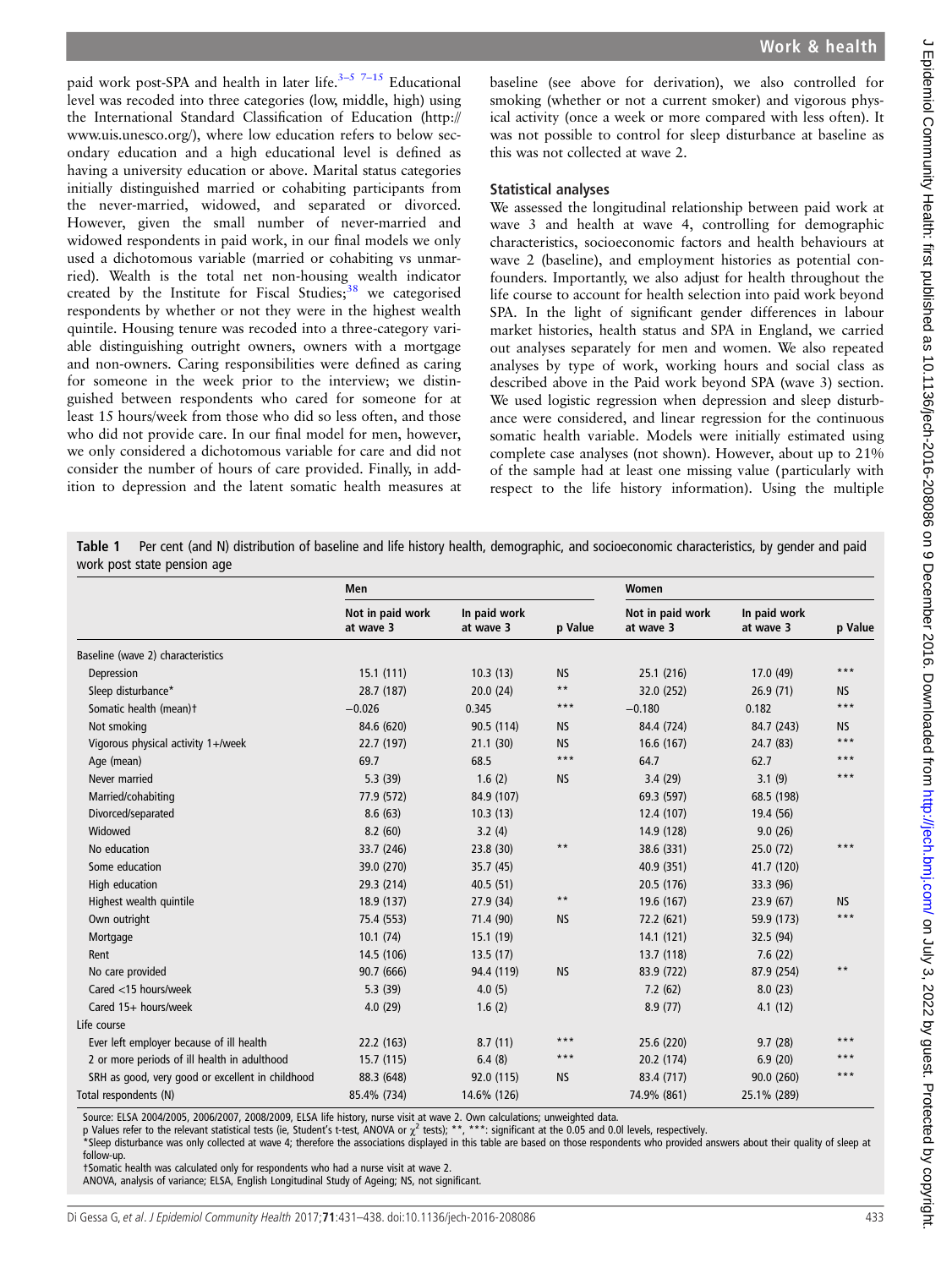paid work post-SPA and health in later life.[3–5 7–15] Educational level was recoded into three categories (low, middle, high) using the International Standard Classification of Education (http://www.uis.unesco.org/), where low education refers to below secondary education and a high educational level is defined as having a university education or above. Marital status categories initially distinguished married or cohabiting participants from the never-married, widowed, and separated or divorced. However, given the small number of never-married and widowed respondents in paid work, in our final models we only used a dichotomous variable (married or cohabiting vs unmarried). Wealth is the total net non-housing wealth indicator created by the Institute for Fiscal Studies;[38] we categorised respondents by whether or not they were in the highest wealth quintile. Housing tenure was recoded into a three-category variable distinguishing outright owners, owners with a mortgage and non-owners. Caring responsibilities were defined as caring for someone in the week prior to the interview; we distinguished between respondents who cared for someone for at least 15 hours/week from those who did so less often, and those who did not provide care. In our final model for men, however, we only considered a dichotomous variable for care and did not consider the number of hours of care provided. Finally, in addition to depression and the latent somatic health measures at baseline (see above for derivation), we also controlled for smoking (whether or not a current smoker) and vigorous physical activity (once a week or more compared with less often). It was not possible to control for sleep disturbance at baseline as this was not collected at wave 2.

### Statistical analyses

We assessed the longitudinal relationship between paid work at wave 3 and health at wave 4, controlling for demographic characteristics, socioeconomic factors and health behaviours at wave 2 (baseline), and employment histories as potential confounders. Importantly, we also adjust for health throughout the life course to account for health selection into paid work beyond SPA. In the light of significant gender differences in labour market histories, health status and SPA in England, we carried out analyses separately for men and women. We also repeated analyses by type of work, working hours and social class as described above in the Paid work beyond SPA (wave 3) section. We used logistic regression when depression and sleep disturbance were considered, and linear regression for the continuous somatic health variable. Models were initially estimated using complete case analyses (not shown). However, about up to 21% of the sample had at least one missing value (particularly with respect to the life history information). Using the multiple

**Table 1** Per cent (and N) distribution of baseline and life history health, demographic, and socioeconomic characteristics, by gender and paid work post state pension age

| | Men | | | Women | | |
|---|---|---|---|---|---|---|
| | Not in paid work at wave 3 | In paid work at wave 3 | p Value | Not in paid work at wave 3 | In paid work at wave 3 | p Value |
| Baseline (wave 2) characteristics | | | | | | |
| Depression | 15.1 (111) | 10.3 (13) | NS | 25.1 (216) | 17.0 (49) | *** |
| Sleep disturbance* | 28.7 (187) | 20.0 (24) | ** | 32.0 (252) | 26.9 (71) | NS |
| Somatic health (mean)† | −0.026 | 0.345 | *** | −0.180 | 0.182 | *** |
| Not smoking | 84.6 (620) | 90.5 (114) | NS | 84.4 (724) | 84.7 (243) | NS |
| Vigorous physical activity 1+/week | 22.7 (197) | 21.1 (30) | NS | 16.6 (167) | 24.7 (83) | *** |
| Age (mean) | 69.7 | 68.5 | *** | 64.7 | 62.7 | *** |
| Never married | 5.3 (39) | 1.6 (2) | NS | 3.4 (29) | 3.1 (9) | *** |
| Married/cohabiting | 77.9 (572) | 84.9 (107) | | 69.3 (597) | 68.5 (198) | |
| Divorced/separated | 8.6 (63) | 10.3 (13) | | 12.4 (107) | 19.4 (56) | |
| Widowed | 8.2 (60) | 3.2 (4) | | 14.9 (128) | 9.0 (26) | |
| No education | 33.7 (246) | 23.8 (30) | ** | 38.6 (331) | 25.0 (72) | *** |
| Some education | 39.0 (270) | 35.7 (45) | | 40.9 (351) | 41.7 (120) | |
| High education | 29.3 (214) | 40.5 (51) | | 20.5 (176) | 33.3 (96) | |
| Highest wealth quintile | 18.9 (137) | 27.9 (34) | ** | 19.6 (167) | 23.9 (67) | NS |
| Own outright | 75.4 (553) | 71.4 (90) | NS | 72.2 (621) | 59.9 (173) | *** |
| Mortgage | 10.1 (74) | 15.1 (19) | | 14.1 (121) | 32.5 (94) | |
| Rent | 14.5 (106) | 13.5 (17) | | 13.7 (118) | 7.6 (22) | |
| No care provided | 90.7 (666) | 94.4 (119) | NS | 83.9 (722) | 87.9 (254) | ** |
| Cared <15 hours/week | 5.3 (39) | 4.0 (5) | | 7.2 (62) | 8.0 (23) | |
| Cared 15+ hours/week | 4.0 (29) | 1.6 (2) | | 8.9 (77) | 4.1 (12) | |
| Life course | | | | | | |
| Ever left employer because of ill health | 22.2 (163) | 8.7 (11) | *** | 25.6 (220) | 9.7 (28) | *** |
| 2 or more periods of ill health in adulthood | 15.7 (115) | 6.4 (8) | *** | 20.2 (174) | 6.9 (20) | *** |
| SRH as good, very good or excellent in childhood | 88.3 (648) | 92.0 (115) | NS | 83.4 (717) | 90.0 (260) | *** |
| Total respondents (N) | 85.4% (734) | 14.6% (126) | | 74.9% (861) | 25.1% (289) | |

Source: ELSA 2004/2005, 2006/2007, 2008/2009, ELSA life history, nurse visit at wave 2. Own calculations; unweighted data.
p Values refer to the relevant statistical tests (ie, Student's t-test, ANOVA or $\chi^2$ tests); **, ***: significant at the 0.05 and 0.0l levels, respectively.
*Sleep disturbance was only collected at wave 4; therefore the associations displayed in this table are based on those respondents who provided answers about their quality of sleep at follow-up.
†Somatic health was calculated only for respondents who had a nurse visit at wave 2.
ANOVA, analysis of variance; ELSA, English Longitudinal Study of Ageing; NS, not significant.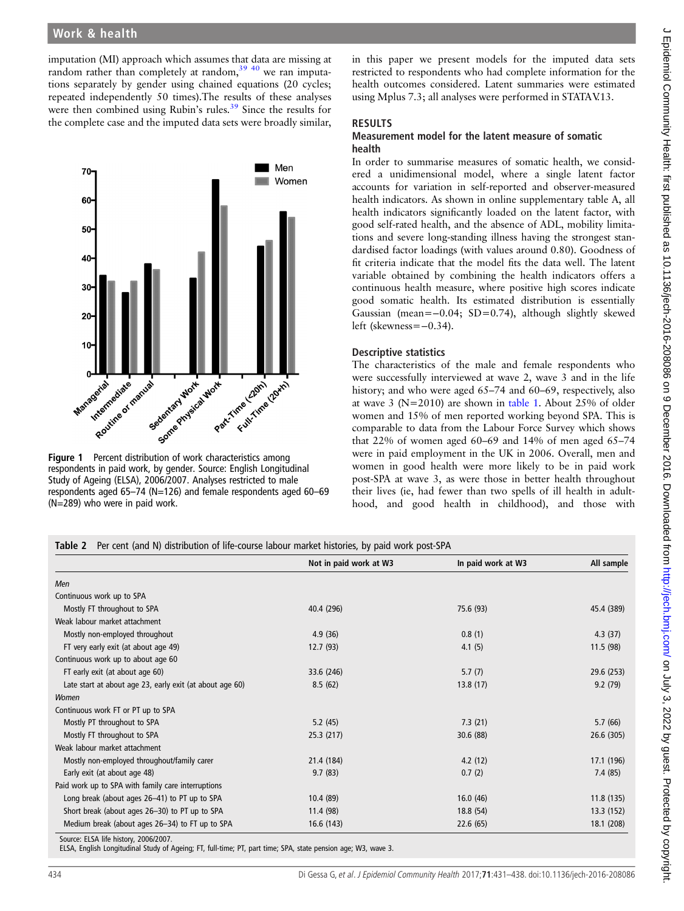imputation (MI) approach which assumes that data are missing at random rather than completely at random,[39 40] we ran imputations separately by gender using chained equations (20 cycles; repeated independently 50 times).The results of these analyses were then combined using Rubin's rules.[39] Since the results for the complete case and the imputed data sets were broadly similar, in this paper we present models for the imputed data sets restricted to respondents who had complete information for the health outcomes considered. Latent summaries were estimated using Mplus 7.3; all analyses were performed in STATA V.13.

Figure 1 Percent distribution of work characteristics among respondents in paid work, by gender. Source: English Longitudinal Study of Ageing (ELSA), 2006/2007. Analyses restricted to male respondents aged 65–74 (N=126) and female respondents aged 60–69 (N=289) who were in paid work.

## RESULTS

### Measurement model for the latent measure of somatic health

In order to summarise measures of somatic health, we considered a unidimensional model, where a single latent factor accounts for variation in self-reported and observer-measured health indicators. As shown in online supplementary table A, all health indicators significantly loaded on the latent factor, with good self-rated health, and the absence of ADL, mobility limitations and severe long-standing illness having the strongest standardised factor loadings (with values around 0.80). Goodness of fit criteria indicate that the model fits the data well. The latent variable obtained by combining the health indicators offers a continuous health measure, where positive high scores indicate good somatic health. Its estimated distribution is essentially Gaussian (mean=−0.04; SD=0.74), although slightly skewed left (skewness=−0.34).

### Descriptive statistics

The characteristics of the male and female respondents who were successfully interviewed at wave 2, wave 3 and in the life history; and who were aged 65–74 and 60–69, respectively, also at wave 3 (N=2010) are shown in table 1. About 25% of older women and 15% of men reported working beyond SPA. This is comparable to data from the Labour Force Survey which shows that 22% of women aged 60–69 and 14% of men aged 65–74 were in paid employment in the UK in 2006. Overall, men and women in good health were more likely to be in paid work post-SPA at wave 3, as were those in better health throughout their lives (ie, had fewer than two spells of ill health in adulthood, and good health in childhood), and those with

**Table 2** Per cent (and N) distribution of life-course labour market histories, by paid work post-SPA

| | Not in paid work at W3 | In paid work at W3 | All sample |
|---|---|---|---|
| *Men* | | | |
| Continuous work up to SPA | | | |
| Mostly FT throughout to SPA | 40.4 (296) | 75.6 (93) | 45.4 (389) |
| Weak labour market attachment | | | |
| Mostly non-employed throughout | 4.9 (36) | 0.8 (1) | 4.3 (37) |
| FT very early exit (at about age 49) | 12.7 (93) | 4.1 (5) | 11.5 (98) |
| Continuous work up to about age 60 | | | |
| FT early exit (at about age 60) | 33.6 (246) | 5.7 (7) | 29.6 (253) |
| Late start at about age 23, early exit (at about age 60) | 8.5 (62) | 13.8 (17) | 9.2 (79) |
| *Women* | | | |
| Continuous work FT or PT up to SPA | | | |
| Mostly PT throughout to SPA | 5.2 (45) | 7.3 (21) | 5.7 (66) |
| Mostly FT throughout to SPA | 25.3 (217) | 30.6 (88) | 26.6 (305) |
| Weak labour market attachment | | | |
| Mostly non-employed throughout/family carer | 21.4 (184) | 4.2 (12) | 17.1 (196) |
| Early exit (at about age 48) | 9.7 (83) | 0.7 (2) | 7.4 (85) |
| Paid work up to SPA with family care interruptions | | | |
| Long break (about ages 26–41) to PT up to SPA | 10.4 (89) | 16.0 (46) | 11.8 (135) |
| Short break (about ages 26–30) to PT up to SPA | 11.4 (98) | 18.8 (54) | 13.3 (152) |
| Medium break (about ages 26–34) to FT up to SPA | 16.6 (143) | 22.6 (65) | 18.1 (208) |

Source: ELSA life history, 2006/2007.
ELSA, English Longitudinal Study of Ageing; FT, full-time; PT, part time; SPA, state pension age; W3, wave 3.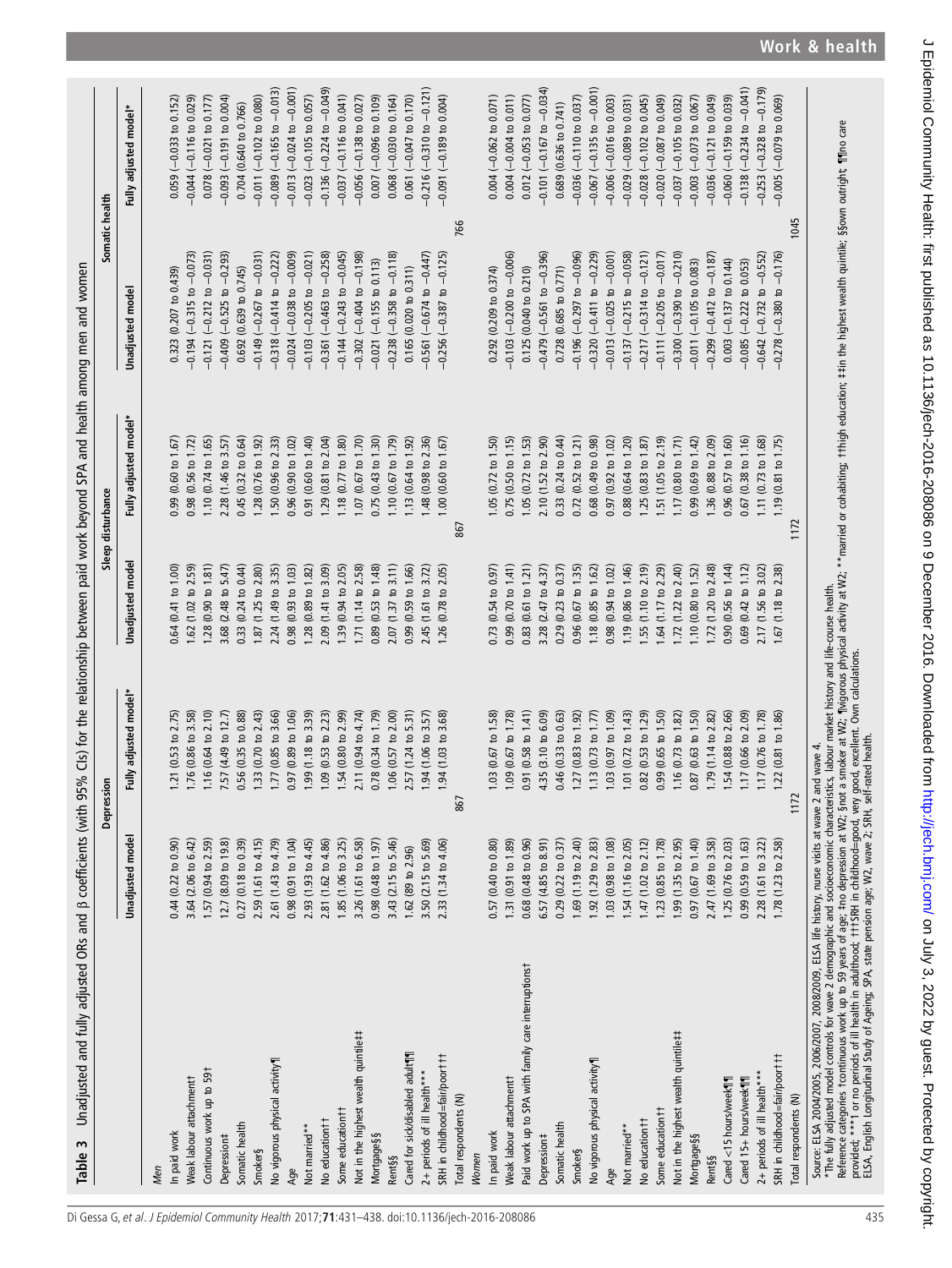**Table 3** Unadjusted and fully adjusted ORs and β coefficients (with 95% CIs) for the relationship between paid work beyond SPA and health among men and women

| | Depression | | Sleep disturbance | | Somatic health | |
|---|---|---|---|---|---|---|
| | Unadjusted model | Fully adjusted model* | Unadjusted model | Fully adjusted model* | Unadjusted model | Fully adjusted model* |
| *Men* | | | | | | |
| In paid work | 0.44 (0.22 to 0.90) | 1.21 (0.53 to 2.75) | 0.64 (0.41 to 1.00) | 0.99 (0.60 to 1.67) | 0.323 (0.207 to 0.439) | 0.059 (−0.033 to 0.152) |
| Weak labour attachment† | 3.64 (2.06 to 6.42) | 1.76 (0.86 to 3.58) | 1.62 (1.02 to 2.59) | 0.98 (0.56 to 1.72) | −0.194 (−0.315 to −0.073) | −0.044 (−0.116 to 0.029) |
| Continuous work up to 59† | 1.57 (0.94 to 2.59) | 1.16 (0.64 to 2.10) | 1.28 (0.90 to 1.81) | 1.10 (0.74 to 1.65) | −0.121 (−0.212 to −0.031) | 0.078 (−0.021 to 0.177) |
| Depression‡ | 12.7 (8.09 to 19.8) | 7.57 (4.49 to 12.7) | 3.68 (2.48 to 5.47) | 2.28 (1.46 to 3.57) | −0.409 (−0.525 to −0.293) | −0.093 (−0.191 to 0.004) |
| Somatic health | 0.27 (0.18 to 0.39) | 0.56 (0.35 to 0.88) | 0.33 (0.24 to 0.44) | 0.45 (0.32 to 0.64) | 0.692 (0.639 to 0.745) | 0.704 (0.640 to 0.766) |
| Smoker§ | 2.59 (1.61 to 4.15) | 1.33 (0.70 to 2.43) | 1.87 (1.25 to 2.80) | 1.28 (0.76 to 1.92) | −0.149 (−0.267 to −0.031) | −0.011 (−0.102 to 0.080) |
| No vigorous physical activity¶ | 2.61 (1.43 to 4.79) | 1.77 (0.85 to 3.66) | 2.24 (1.49 to 3.35) | 1.50 (0.96 to 2.33) | −0.318 (−0.414 to −0.222) | −0.089 (−0.165 to −0.013) |
| Age | 0.98 (0.91 to 1.04) | 0.97 (0.89 to 1.06) | 0.98 (0.93 to 1.03) | 0.96 (0.90 to 1.02) | −0.024 (−0.038 to −0.009) | −0.013 (−0.024 to −0.001) |
| Not married** | 2.93 (1.93 to 4.45) | 1.99 (1.18 to 3.39) | 1.28 (0.89 to 1.82) | 0.91 (0.60 to 1.40) | −0.103 (−0.205 to −0.021) | −0.023 (−0.105 to 0.057) |
| No education†† | 2.81 (1.62 to 4.86) | 1.09 (0.53 to 2.23) | 2.09 (1.41 to 3.09) | 1.29 (0.81 to 2.04) | −0.361 (−0.463 to −0.258) | −0.136 (−0.224 to −0.049) |
| Some education†† | 1.85 (1.06 to 3.25) | 1.54 (0.80 to 2.99) | 1.39 (0.94 to 2.05) | 1.18 (0.77 to 1.80) | −0.144 (−0.243 to −0.045) | −0.037 (−0.116 to 0.041) |
| Not in the highest wealth quintile‡‡ | 3.26 (1.61 to 6.58) | 2.11 (0.94 to 4.74) | 1.71 (1.14 to 2.58) | 1.07 (0.67 to 1.70) | −0.302 (−0.404 to −0.198) | −0.056 (−0.138 to 0.027) |
| Mortgage§§ | 0.98 (0.48 to 1.97) | 0.78 (0.34 to 1.79) | 0.89 (0.53 to 1.48) | 0.75 (0.43 to 1.30) | −0.021 (−0.155 to 0.113) | 0.007 (−0.096 to 0.109) |
| Rent§§ | 3.43 (2.15 to 5.46) | 1.06 (0.57 to 2.00) | 2.07 (1.37 to 3.11) | 1.10 (0.67 to 1.79) | −0.238 (−0.358 to −0.118) | 0.068 (−0.030 to 0.164) |
| Cared for sick/disabled adult¶¶ | 1.62 (89 to 2.96) | 2.57 (1.24 to 5.31) | 0.99 (0.59 to 1.66) | 1.13 (0.64 to 1.92) | 0.165 (0.020 to 0.311) | 0.061 (−0.047 to 0.170) |
| 2+ periods of ill health*** | 3.50 (2.15 to 5.69) | 1.94 (1.06 to 3.57) | 2.45 (1.61 to 3.72) | 1.48 (0.98 to 2.36) | −0.561 (−0.674 to −0.447) | −0.216 (−0.310 to −0.121) |
| SRH in childhood=fair/poor††† | 2.33 (1.34 to 4.06) | 1.94 (1.03 to 3.68) | 1.26 (0.78 to 2.05) | 1.00 (0.60 to 1.67) | −0.256 (−0.387 to −0.125) | −0.091 (−0.189 to 0.004) |
| Total respondents (N) | 867 | | 867 | | 766 | |
| *Women* | | | | | | |
| In paid work | 0.57 (0.40 to 0.80) | 1.03 (0.67 to 1.58) | 0.73 (0.54 to 0.97) | 1.05 (0.72 to 1.50) | 0.292 (0.209 to 0.374) | 0.004 (−0.062 to 0.071) |
| Weak labour attachment† | 1.31 (0.91 to 1.89) | 1.09 (0.67 to 1.78) | 0.99 (0.70 to 1.41) | 0.75 (0.50 to 1.15) | −0.103 (−0.200 to −0.006) | 0.004 (−0.004 to 0.011) |
| Paid work up to SPA with family care interruptions† | 0.68 (0.48 to 0.96) | 0.91 (0.58 to 1.41) | 0.83 (0.61 to 1.21) | 1.05 (0.72 to 1.53) | 0.125 (0.040 to 0.210) | 0.012 (−0.053 to 0.077) |
| Depression‡ | 6.57 (4.85 to 8.91) | 4.35 (3.10 to 6.09) | 3.28 (2.47 to 4.37) | 2.10 (1.52 to 2.90) | −0.479 (−0.561 to −0.396) | −0.101 (−0.167 to −0.034) |
| Somatic health | 0.29 (0.22 to 0.37) | 0.46 (0.33 to 0.63) | 0.29 (0.23 to 0.37) | 0.33 (0.24 to 0.44) | 0.728 (0.685 to 0.771) | 0.689 (0.636 to 0.741) |
| Smoker§ | 1.69 (1.19 to 2.40) | 1.27 (0.83 to 1.92) | 0.96 (0.67 to 1.35) | 0.72 (0.52 to 1.21) | −0.196 (−0.297 to −0.096) | −0.036 (−0.110 to 0.037) |
| No vigorous physical activity¶ | 1.92 (1.29 to 2.83) | 1.13 (0.73 to 1.77) | 1.18 (0.85 to 1.62) | 0.68 (0.49 to 0.98) | −0.320 (−0.411 to −0.229) | −0.067 (−0.135 to −0.001) |
| Age | 1.03 (0.98 to 1.08) | 1.03 (0.97 to 1.09) | 0.98 (0.94 to 1.02) | 0.97 (0.92 to 1.02) | −0.013 (−0.025 to −0.001) | −0.006 (−0.016 to 0.003) |
| Not married** | 1.54 (1.16 to 2.05) | 1.01 (0.72 to 1.43) | 1.19 (0.86 to 1.46) | 0.88 (0.64 to 1.20) | −0.137 (−0.215 to −0.058) | −0.029 (−0.089 to 0.031) |
| No education†† | 1.47 (1.02 to 2.12) | 0.82 (0.53 to 1.29) | 1.55 (1.10 to 2.19) | 1.25 (0.83 to 1.87) | −0.217 (−0.314 to −0.121) | −0.028 (−0.102 to 0.045) |
| Some education†† | 1.23 (0.85 to 1.78) | 0.99 (0.65 to 1.50) | 1.64 (1.17 to 2.29) | 1.51 (1.05 to 2.19) | −0.111 (−0.205 to −0.017) | −0.020 (−0.087 to 0.049) |
| Not in the highest wealth quintile‡‡ | 1.99 (1.35 to 2.95) | 1.16 (0.73 to 1.82) | 1.72 (1.22 to 2.40) | 1.17 (0.80 to 1.71) | −0.300 (−0.390 to −0.210) | −0.037 (−0.105 to 0.032) |
| Mortgage§§ | 0.97 (0.67 to 1.40) | 0.87 (0.63 to 1.50) | 1.10 (0.80 to 1.52) | 0.99 (0.69 to 1.42) | −0.011 (−0.105 to 0.083) | −0.003 (−0.073 to 0.067) |
| Rent§§ | 2.47 (1.69 to 3.58) | 1.79 (1.14 to 2.82) | 1.72 (1.20 to 2.48) | 1.36 (0.88 to 2.09) | −0.299 (−0.412 to −0.187) | −0.036 (−0.121 to 0.049) |
| Cared <15 hours/week¶¶ | 1.25 (0.76 to 2.03) | 1.54 (0.88 to 2.66) | 0.90 (0.56 to 1.44) | 0.96 (0.57 to 1.60) | 0.003 (−0.137 to 0.144) | −0.060 (−0.159 to 0.039) |
| Cared 15+ hours/week¶¶ | 0.99 (0.59 to 1.63) | 1.17 (0.66 to 2.09) | 0.69 (0.42 to 1.12) | 0.67 (0.38 to 1.16) | −0.085 (−0.222 to 0.053) | −0.138 (−0.234 to −0.041) |
| 2+ periods of ill health*** | 2.28 (1.61 to 3.22) | 1.17 (0.76 to 1.78) | 2.17 (1.56 to 3.02) | 1.11 (0.73 to 1.68) | −0.642 (−0.732 to −0.552) | −0.253 (−0.328 to −0.179) |
| SRH in childhood=fair/poor††† | 1.78 (1.23 to 2.58) | 1.22 (0.81 to 1.86) | 1.67 (1.18 to 2.38) | 1.19 (0.81 to 1.75) | −0.278 (−0.380 to −0.176) | −0.005 (−0.079 to 0.069) |
| Total respondents (N) | 1172 | | 1172 | | 1045 | |

Source: ELSA 2004/2005, 2006/2007, 2008/2009, ELSA life history, nurse visits at wave 2 and wave 4.

*The fully adjusted model controls for wave 2 demographic and socioeconomic characteristics, labour market history and life-course health.

Reference categories †continuous work up to 59 years of age; ‡no depression at W2; §not a smoker at W2; ¶vigorous physical activity at W2; **married or cohabiting; ††high education; ‡‡in the highest wealth quintile; §§own outright; ¶¶no care provided; ***1 or no periods of ill health in adulthood; †††SRH in childhood=good, very good, excellent. Own calculations.

ELSA, English Longitudinal Study of Ageing; SPA, state pension age; W2, wave 2; SRH, self-rated health.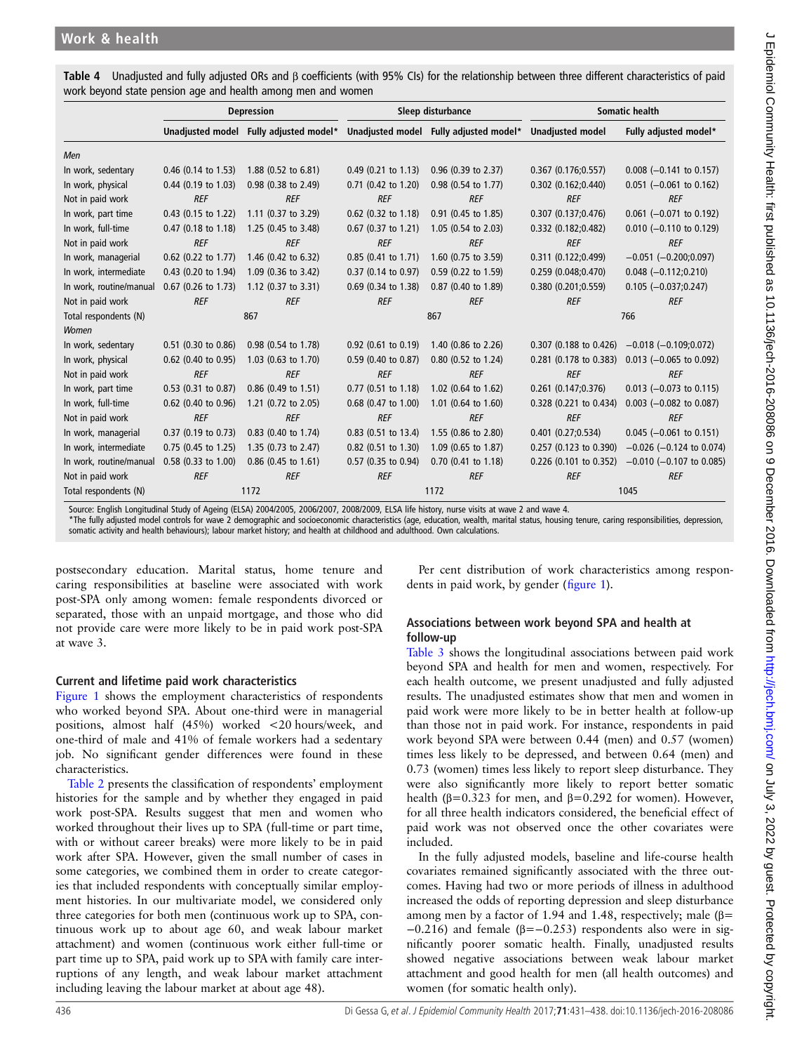**Table 4** Unadjusted and fully adjusted ORs and β coefficients (with 95% CIs) for the relationship between three different characteristics of paid work beyond state pension age and health among men and women

| | Depression | | Sleep disturbance | | Somatic health | |
|---|---|---|---|---|---|---|
| | Unadjusted model | Fully adjusted model* | Unadjusted model | Fully adjusted model* | Unadjusted model | Fully adjusted model* |
| *Men* | | | | | | |
| In work, sedentary | 0.46 (0.14 to 1.53) | 1.88 (0.52 to 6.81) | 0.49 (0.21 to 1.13) | 0.96 (0.39 to 2.37) | 0.367 (0.176;0.557) | 0.008 (−0.141 to 0.157) |
| In work, physical | 0.44 (0.19 to 1.03) | 0.98 (0.38 to 2.49) | 0.71 (0.42 to 1.20) | 0.98 (0.54 to 1.77) | 0.302 (0.162;0.440) | 0.051 (−0.061 to 0.162) |
| Not in paid work | *REF* | *REF* | *REF* | *REF* | *REF* | *REF* |
| In work, part time | 0.43 (0.15 to 1.22) | 1.11 (0.37 to 3.29) | 0.62 (0.32 to 1.18) | 0.91 (0.45 to 1.85) | 0.307 (0.137;0.476) | 0.061 (−0.071 to 0.192) |
| In work, full-time | 0.47 (0.18 to 1.18) | 1.25 (0.45 to 3.48) | 0.67 (0.37 to 1.21) | 1.05 (0.54 to 2.03) | 0.332 (0.182;0.482) | 0.010 (−0.110 to 0.129) |
| Not in paid work | *REF* | *REF* | *REF* | *REF* | *REF* | *REF* |
| In work, managerial | 0.62 (0.22 to 1.77) | 1.46 (0.42 to 6.32) | 0.85 (0.41 to 1.71) | 1.60 (0.75 to 3.59) | 0.311 (0.122;0.499) | −0.051 (−0.200;0.097) |
| In work, intermediate | 0.43 (0.20 to 1.94) | 1.09 (0.36 to 3.42) | 0.37 (0.14 to 0.97) | 0.59 (0.22 to 1.59) | 0.259 (0.048;0.470) | 0.048 (−0.112;0.210) |
| In work, routine/manual | 0.67 (0.26 to 1.73) | 1.12 (0.37 to 3.31) | 0.69 (0.34 to 1.38) | 0.87 (0.40 to 1.89) | 0.380 (0.201;0.559) | 0.105 (−0.037;0.247) |
| Not in paid work | *REF* | *REF* | *REF* | *REF* | *REF* | *REF* |
| Total respondents (N) | 867 | | 867 | | 766 | |
| *Women* | | | | | | |
| In work, sedentary | 0.51 (0.30 to 0.86) | 0.98 (0.54 to 1.78) | 0.92 (0.61 to 0.19) | 1.40 (0.86 to 2.26) | 0.307 (0.188 to 0.426) | −0.018 (−0.109;0.072) |
| In work, physical | 0.62 (0.40 to 0.95) | 1.03 (0.63 to 1.70) | 0.59 (0.40 to 0.87) | 0.80 (0.52 to 1.24) | 0.281 (0.178 to 0.383) | 0.013 (−0.065 to 0.092) |
| Not in paid work | *REF* | *REF* | *REF* | *REF* | *REF* | *REF* |
| In work, part time | 0.53 (0.31 to 0.87) | 0.86 (0.49 to 1.51) | 0.77 (0.51 to 1.18) | 1.02 (0.64 to 1.62) | 0.261 (0.147;0.376) | 0.013 (−0.073 to 0.115) |
| In work, full-time | 0.62 (0.40 to 0.96) | 1.21 (0.72 to 2.05) | 0.68 (0.47 to 1.00) | 1.01 (0.64 to 1.60) | 0.328 (0.221 to 0.434) | 0.003 (−0.082 to 0.087) |
| Not in paid work | *REF* | *REF* | *REF* | *REF* | *REF* | *REF* |
| In work, managerial | 0.37 (0.19 to 0.73) | 0.83 (0.40 to 1.74) | 0.83 (0.51 to 13.4) | 1.55 (0.86 to 2.80) | 0.401 (0.27;0.534) | 0.045 (−0.061 to 0.151) |
| In work, intermediate | 0.75 (0.45 to 1.25) | 1.35 (0.73 to 2.47) | 0.82 (0.51 to 1.30) | 1.09 (0.65 to 1.87) | 0.257 (0.123 to 0.390) | −0.026 (−0.124 to 0.074) |
| In work, routine/manual | 0.58 (0.33 to 1.00) | 0.86 (0.45 to 1.61) | 0.57 (0.35 to 0.94) | 0.70 (0.41 to 1.18) | 0.226 (0.101 to 0.352) | −0.010 (−0.107 to 0.085) |
| Not in paid work | *REF* | *REF* | *REF* | *REF* | *REF* | *REF* |
| Total respondents (N) | 1172 | | 1172 | | 1045 | |

Source: English Longitudinal Study of Ageing (ELSA) 2004/2005, 2006/2007, 2008/2009, ELSA life history, nurse visits at wave 2 and wave 4.
*The fully adjusted model controls for wave 2 demographic and socioeconomic characteristics (age, education, wealth, marital status, housing tenure, caring responsibilities, depression, somatic activity and health behaviours); labour market history; and health at childhood and adulthood. Own calculations.

postsecondary education. Marital status, home tenure and caring responsibilities at baseline were associated with work post-SPA only among women: female respondents divorced or separated, those with an unpaid mortgage, and those who did not provide care were more likely to be in paid work post-SPA at wave 3.

### Current and lifetime paid work characteristics

Figure 1 shows the employment characteristics of respondents who worked beyond SPA. About one-third were in managerial positions, almost half (45%) worked <20 hours/week, and one-third of male and 41% of female workers had a sedentary job. No significant gender differences were found in these characteristics.

Table 2 presents the classification of respondents' employment histories for the sample and by whether they engaged in paid work post-SPA. Results suggest that men and women who worked throughout their lives up to SPA (full-time or part time, with or without career breaks) were more likely to be in paid work after SPA. However, given the small number of cases in some categories, we combined them in order to create categories that included respondents with conceptually similar employment histories. In our multivariate model, we considered only three categories for both men (continuous work up to SPA, continuous work up to about age 60, and weak labour market attachment) and women (continuous work either full-time or part time up to SPA, paid work up to SPA with family care interruptions of any length, and weak labour market attachment including leaving the labour market at about age 48).

Per cent distribution of work characteristics among respondents in paid work, by gender (figure 1).

### Associations between work beyond SPA and health at follow-up

Table 3 shows the longitudinal associations between paid work beyond SPA and health for men and women, respectively. For each health outcome, we present unadjusted and fully adjusted results. The unadjusted estimates show that men and women in paid work were more likely to be in better health at follow-up than those not in paid work. For instance, respondents in paid work beyond SPA were between 0.44 (men) and 0.57 (women) times less likely to be depressed, and between 0.64 (men) and 0.73 (women) times less likely to report sleep disturbance. They were also significantly more likely to report better somatic health (β=0.323 for men, and β=0.292 for women). However, for all three health indicators considered, the beneficial effect of paid work was not observed once the other covariates were included.

In the fully adjusted models, baseline and life-course health covariates remained significantly associated with the three outcomes. Having had two or more periods of illness in adulthood increased the odds of reporting depression and sleep disturbance among men by a factor of 1.94 and 1.48, respectively; male (β=−0.216) and female (β=−0.253) respondents also were in significantly poorer somatic health. Finally, unadjusted results showed negative associations between weak labour market attachment and good health for men (all health outcomes) and women (for somatic health only).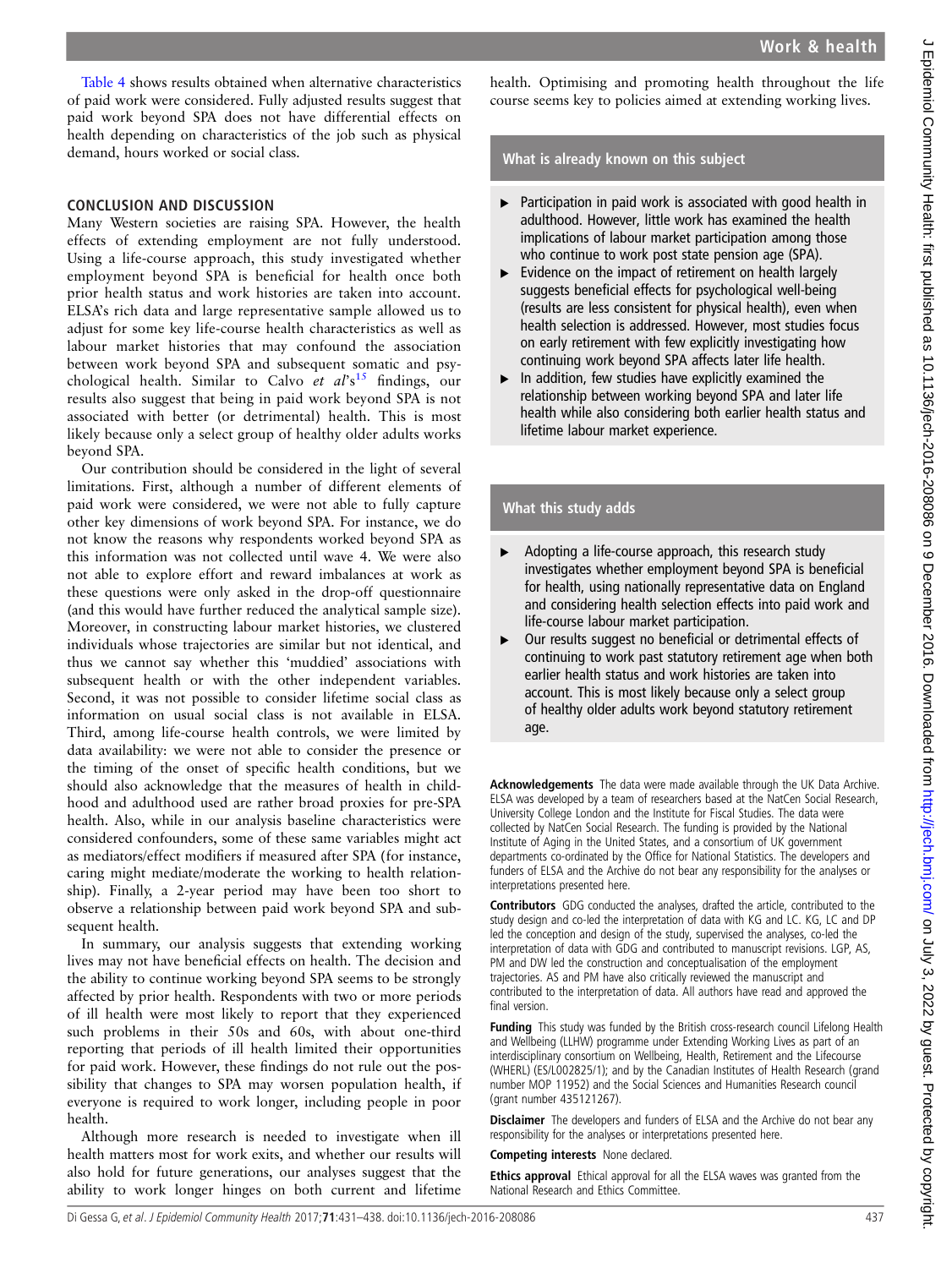Table 4 shows results obtained when alternative characteristics of paid work were considered. Fully adjusted results suggest that paid work beyond SPA does not have differential effects on health depending on characteristics of the job such as physical demand, hours worked or social class.

## CONCLUSION AND DISCUSSION

Many Western societies are raising SPA. However, the health effects of extending employment are not fully understood. Using a life-course approach, this study investigated whether employment beyond SPA is beneficial for health once both prior health status and work histories are taken into account. ELSA's rich data and large representative sample allowed us to adjust for some key life-course health characteristics as well as labour market histories that may confound the association between work beyond SPA and subsequent somatic and psychological health. Similar to Calvo *et al*'s[15] findings, our results also suggest that being in paid work beyond SPA is not associated with better (or detrimental) health. This is most likely because only a select group of healthy older adults works beyond SPA.

Our contribution should be considered in the light of several limitations. First, although a number of different elements of paid work were considered, we were not able to fully capture other key dimensions of work beyond SPA. For instance, we do not know the reasons why respondents worked beyond SPA as this information was not collected until wave 4. We were also not able to explore effort and reward imbalances at work as these questions were only asked in the drop-off questionnaire (and this would have further reduced the analytical sample size). Moreover, in constructing labour market histories, we clustered individuals whose trajectories are similar but not identical, and thus we cannot say whether this 'muddied' associations with subsequent health or with the other independent variables. Second, it was not possible to consider lifetime social class as information on usual social class is not available in ELSA. Third, among life-course health controls, we were limited by data availability: we were not able to consider the presence or the timing of the onset of specific health conditions, but we should also acknowledge that the measures of health in childhood and adulthood used are rather broad proxies for pre-SPA health. Also, while in our analysis baseline characteristics were considered confounders, some of these same variables might act as mediators/effect modifiers if measured after SPA (for instance, caring might mediate/moderate the working to health relationship). Finally, a 2-year period may have been too short to observe a relationship between paid work beyond SPA and subsequent health.

In summary, our analysis suggests that extending working lives may not have beneficial effects on health. The decision and the ability to continue working beyond SPA seems to be strongly affected by prior health. Respondents with two or more periods of ill health were most likely to report that they experienced such problems in their 50s and 60s, with about one-third reporting that periods of ill health limited their opportunities for paid work. However, these findings do not rule out the possibility that changes to SPA may worsen population health, if everyone is required to work longer, including people in poor health.

Although more research is needed to investigate when ill health matters most for work exits, and whether our results will also hold for future generations, our analyses suggest that the ability to work longer hinges on both current and lifetime health. Optimising and promoting health throughout the life course seems key to policies aimed at extending working lives.

### What is already known on this subject

- Participation in paid work is associated with good health in adulthood. However, little work has examined the health implications of labour market participation among those who continue to work post state pension age (SPA).
- Evidence on the impact of retirement on health largely suggests beneficial effects for psychological well-being (results are less consistent for physical health), even when health selection is addressed. However, most studies focus on early retirement with few explicitly investigating how continuing work beyond SPA affects later life health.
- In addition, few studies have explicitly examined the relationship between working beyond SPA and later life health while also considering both earlier health status and lifetime labour market experience.

### What this study adds

- Adopting a life-course approach, this research study investigates whether employment beyond SPA is beneficial for health, using nationally representative data on England and considering health selection effects into paid work and life-course labour market participation.
- Our results suggest no beneficial or detrimental effects of continuing to work past statutory retirement age when both earlier health status and work histories are taken into account. This is most likely because only a select group of healthy older adults work beyond statutory retirement age.

**Acknowledgements** The data were made available through the UK Data Archive. ELSA was developed by a team of researchers based at the NatCen Social Research, University College London and the Institute for Fiscal Studies. The data were collected by NatCen Social Research. The funding is provided by the National Institute of Aging in the United States, and a consortium of UK government departments co-ordinated by the Office for National Statistics. The developers and funders of ELSA and the Archive do not bear any responsibility for the analyses or interpretations presented here.

**Contributors** GDG conducted the analyses, drafted the article, contributed to the study design and co-led the interpretation of data with KG and LC. KG, LC and DP led the conception and design of the study, supervised the analyses, co-led the interpretation of data with GDG and contributed to manuscript revisions. LGP, AS, PM and DW led the construction and conceptualisation of the employment trajectories. AS and PM have also critically reviewed the manuscript and contributed to the interpretation of data. All authors have read and approved the final version.

**Funding** This study was funded by the British cross-research council Lifelong Health and Wellbeing (LLHW) programme under Extending Working Lives as part of an interdisciplinary consortium on Wellbeing, Health, Retirement and the Lifecourse (WHERL) (ES/L002825/1); and by the Canadian Institutes of Health Research (grand number MOP 11952) and the Social Sciences and Humanities Research council (grant number 435121267).

**Disclaimer** The developers and funders of ELSA and the Archive do not bear any responsibility for the analyses or interpretations presented here.

**Competing interests** None declared.

**Ethics approval** Ethical approval for all the ELSA waves was granted from the National Research and Ethics Committee.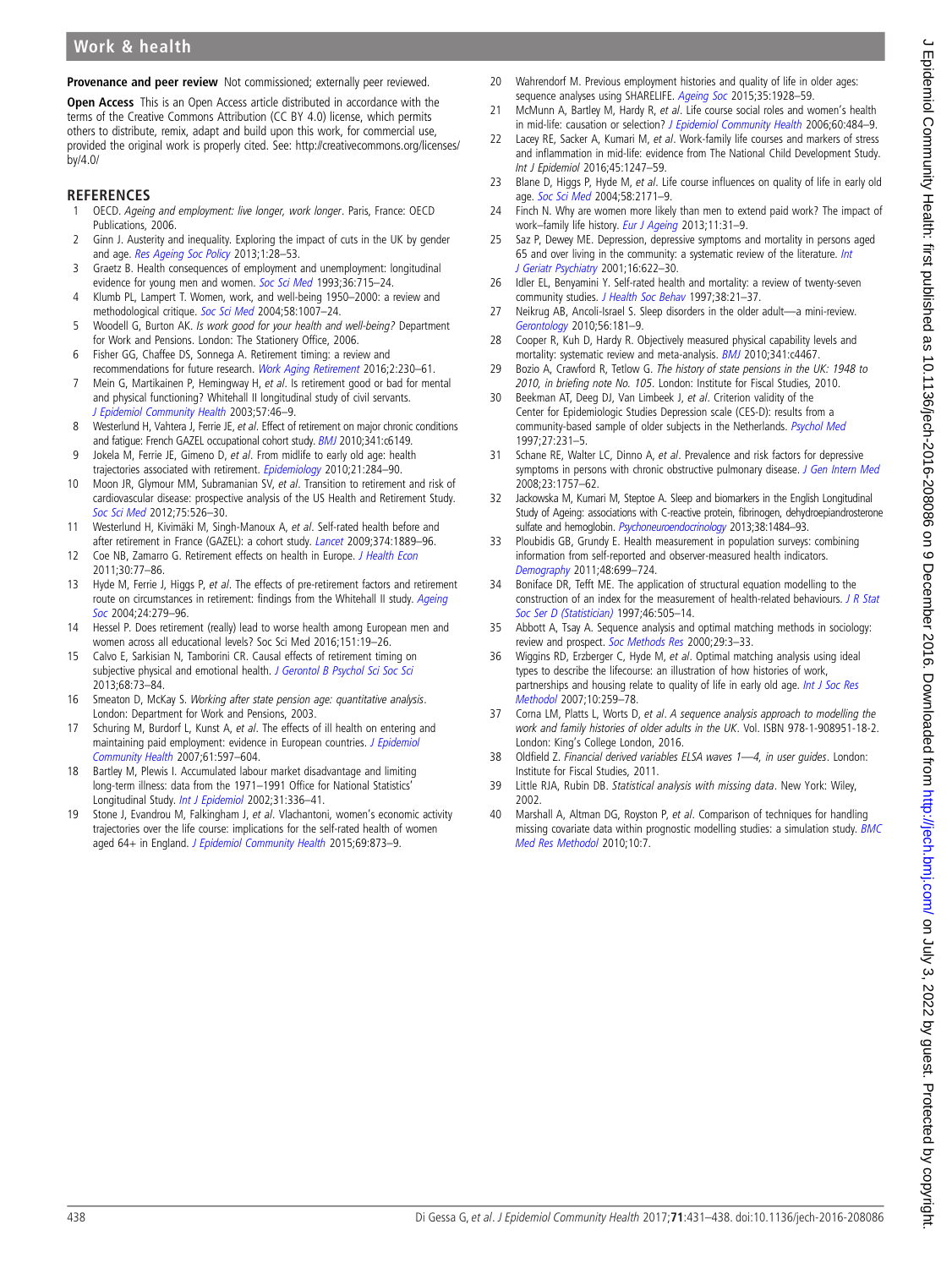**Provenance and peer review** Not commissioned; externally peer reviewed.

**Open Access** This is an Open Access article distributed in accordance with the terms of the Creative Commons Attribution (CC BY 4.0) license, which permits others to distribute, remix, adapt and build upon this work, for commercial use, provided the original work is properly cited. See: http://creativecommons.org/licenses/by/4.0/

## REFERENCES

1. OECD. *Ageing and employment: live longer, work longer*. Paris, France: OECD Publications, 2006.
2. Ginn J. Austerity and inequality. Exploring the impact of cuts in the UK by gender and age. *Res Ageing Soc Policy* 2013;1:28–53.
3. Graetz B. Health consequences of employment and unemployment: longitudinal evidence for young men and women. *Soc Sci Med* 1993;36:715–24.
4. Klumb PL, Lampert T. Women, work, and well-being 1950–2000: a review and methodological critique. *Soc Sci Med* 2004;58:1007–24.
5. Woodell G, Burton AK. *Is work good for your health and well-being?* Department for Work and Pensions. London: The Stationery Office, 2006.
6. Fisher GG, Chaffee DS, Sonnega A. Retirement timing: a review and recommendations for future research. *Work Aging Retirement* 2016;2:230–61.
7. Mein G, Martikainen P, Hemingway H, *et al*. Is retirement good or bad for mental and physical functioning? Whitehall II longitudinal study of civil servants. *J Epidemiol Community Health* 2003;57:46–9.
8. Westerlund H, Vahtera J, Ferrie JE, *et al*. Effect of retirement on major chronic conditions and fatigue: French GAZEL occupational cohort study. *BMJ* 2010;341:c6149.
9. Jokela M, Ferrie JE, Gimeno D, *et al*. From midlife to early old age: health trajectories associated with retirement. *Epidemiology* 2010;21:284–90.
10. Moon JR, Glymour MM, Subramanian SV, *et al*. Transition to retirement and risk of cardiovascular disease: prospective analysis of the US Health and Retirement Study. *Soc Sci Med* 2012;75:526–30.
11. Westerlund H, Kivimäki M, Singh-Manoux A, *et al*. Self-rated health before and after retirement in France (GAZEL): a cohort study. *Lancet* 2009;374:1889–96.
12. Coe NB, Zamarro G. Retirement effects on health in Europe. *J Health Econ* 2011;30:77–86.
13. Hyde M, Ferrie J, Higgs P, *et al*. The effects of pre-retirement factors and retirement route on circumstances in retirement: findings from the Whitehall II study. *Ageing Soc* 2004;24:279–96.
14. Hessel P. Does retirement (really) lead to worse health among European men and women across all educational levels? Soc Sci Med 2016;151:19–26.
15. Calvo E, Sarkisian N, Tamborini CR. Causal effects of retirement timing on subjective physical and emotional health. *J Gerontol B Psychol Sci Soc Sci* 2013;68:73–84.
16. Smeaton D, McKay S. *Working after state pension age: quantitative analysis*. London: Department for Work and Pensions, 2003.
17. Schuring M, Burdorf L, Kunst A, *et al*. The effects of ill health on entering and maintaining paid employment: evidence in European countries. *J Epidemiol Community Health* 2007;61:597–604.
18. Bartley M, Plewis I. Accumulated labour market disadvantage and limiting long-term illness: data from the 1971–1991 Office for National Statistics' Longitudinal Study. *Int J Epidemiol* 2002;31:336–41.
19. Stone J, Evandrou M, Falkingham J, *et al*. Vlachantoni, women's economic activity trajectories over the life course: implications for the self-rated health of women aged 64+ in England. *J Epidemiol Community Health* 2015;69:873–9.
20. Wahrendorf M. Previous employment histories and quality of life in older ages: sequence analyses using SHARELIFE. *Ageing Soc* 2015;35:1928–59.
21. McMunn A, Bartley M, Hardy R, *et al*. Life course social roles and women's health in mid-life: causation or selection? *J Epidemiol Community Health* 2006;60:484–9.
22. Lacey RE, Sacker A, Kumari M, *et al*. Work-family life courses and markers of stress and inflammation in mid-life: evidence from The National Child Development Study. *Int J Epidemiol* 2016;45:1247–59.
23. Blane D, Higgs P, Hyde M, *et al*. Life course influences on quality of life in early old age. *Soc Sci Med* 2004;58:2171–9.
24. Finch N. Why are women more likely than men to extend paid work? The impact of work–family life history. *Eur J Ageing* 2013;11:31–9.
25. Saz P, Dewey ME. Depression, depressive symptoms and mortality in persons aged 65 and over living in the community: a systematic review of the literature. *Int J Geriatr Psychiatry* 2001;16:622–30.
26. Idler EL, Benyamini Y. Self-rated health and mortality: a review of twenty-seven community studies. *J Health Soc Behav* 1997;38:21–37.
27. Neikrug AB, Ancoli-Israel S. Sleep disorders in the older adult—a mini-review. *Gerontology* 2010;56:181–9.
28. Cooper R, Kuh D, Hardy R. Objectively measured physical capability levels and mortality: systematic review and meta-analysis. *BMJ* 2010;341:c4467.
29. Bozio A, Crawford R, Tetlow G. *The history of state pensions in the UK: 1948 to 2010, in briefing note No. 105*. London: Institute for Fiscal Studies, 2010.
30. Beekman AT, Deeg DJ, Van Limbeek J, *et al*. Criterion validity of the Center for Epidemiologic Studies Depression scale (CES-D): results from a community-based sample of older subjects in the Netherlands. *Psychol Med* 1997;27:231–5.
31. Schane RE, Walter LC, Dinno A, *et al*. Prevalence and risk factors for depressive symptoms in persons with chronic obstructive pulmonary disease. *J Gen Intern Med* 2008;23:1757–62.
32. Jackowska M, Kumari M, Steptoe A. Sleep and biomarkers in the English Longitudinal Study of Ageing: associations with C-reactive protein, fibrinogen, dehydroepiandrosterone sulfate and hemoglobin. *Psychoneuroendocrinology* 2013;38:1484–93.
33. Ploubidis GB, Grundy E. Health measurement in population surveys: combining information from self-reported and observer-measured health indicators. *Demography* 2011;48:699–724.
34. Boniface DR, Tefft ME. The application of structural equation modelling to the construction of an index for the measurement of health-related behaviours. *J R Stat Soc Ser D (Statistician)* 1997;46:505–14.
35. Abbott A, Tsay A. Sequence analysis and optimal matching methods in sociology: review and prospect. *Soc Methods Res* 2000;29:3–33.
36. Wiggins RD, Erzberger C, Hyde M, *et al*. Optimal matching analysis using ideal types to describe the lifecourse: an illustration of how histories of work, partnerships and housing relate to quality of life in early old age. *Int J Soc Res Methodol* 2007;10:259–78.
37. Corna LM, Platts L, Worts D, *et al*. *A sequence analysis approach to modelling the work and family histories of older adults in the UK*. Vol. ISBN 978-1-908951-18-2. London: King's College London, 2016.
38. Oldfield Z. *Financial derived variables ELSA waves 1—4, in user guides*. London: Institute for Fiscal Studies, 2011.
39. Little RJA, Rubin DB. *Statistical analysis with missing data*. New York: Wiley, 2002.
40. Marshall A, Altman DG, Royston P, *et al*. Comparison of techniques for handling missing covariate data within prognostic modelling studies: a simulation study. *BMC Med Res Methodol* 2010;10:7.